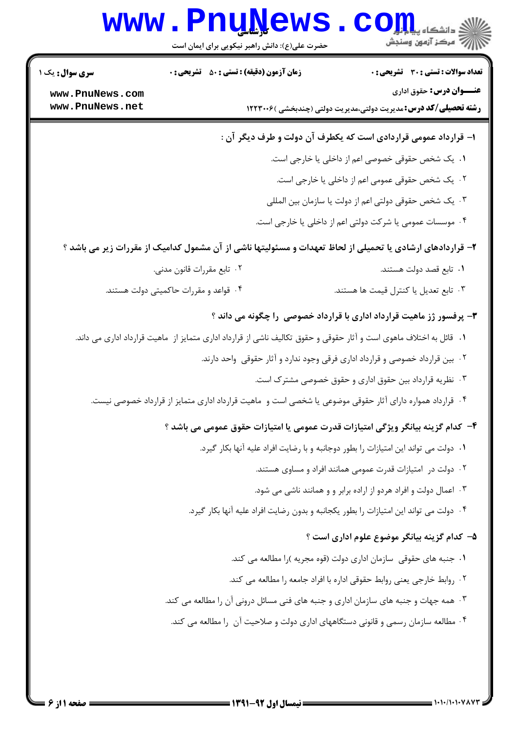**سری سوال:** یک ۱

**زمان آزمون (دقیقه) : تستی : ۵۰ تشریحی : ۰**

**تعداد سوالات : تستی : ۳۰ تشریحی : ۰**

**عنـــوان درس:** حقوق اداری

**رشته تحصیلی/کد درس:** مدیریت دولتی،مدیریت دولتی (چندبخشی )۱۲۲۳۰۰۶

**۱- قرارداد عمومی قراردادی است که یکطرف آن دولت و طرف دیگر آن :**

۱. یک شخص حقوقی خصوصی اعم از داخلی یا خارجی است.

۲. یک شخص حقوقی عمومی اعم از داخلی یا خارجی است.

۳. یک شخص حقوقی دولتی اعم از دولت یا سازمان بین المللی

۴. موسسات عمومی یا شرکت دولتی اعم از داخلی یا خارجی است.

**۲- قراردادهای ارشادی یا تحمیلی از لحاظ تعهدات و مسئولیتها ناشی از آن مشمول کدامیک از مقررات زیر می باشد ؟**

۱. تابع قصد دولت هستند.

۲. تابع مقررات قانون مدنی.

۳. تابع تعدیل یا کنترل قیمت ها هستند.

۴. قواعد و مقررات حاکمیتی دولت هستند.

**۳- پرفسور ژز ماهیت قرارداد اداری با قرارداد خصوصی را چگونه می داند ؟**

۱. قائل به اختلاف ماهوی است و آثار حقوقی و حقوق تکالیف ناشی از قرارداد اداری متمایز از ماهیت قرارداد اداری می داند.

۲. بین قرارداد خصوصی و قرارداد اداری فرقی وجود ندارد و آثار حقوقی واحد دارند.

۳. نظریه قرارداد بین حقوق اداری و حقوق خصوصی مشترک است.

۴. قرارداد همواره دارای آثار حقوقی موضوعی یا شخصی است و ماهیت قرارداد اداری متمایز از قرارداد خصوصی نیست.

**۴- کدام گزینه بیانگر ویژگی امتیازات قدرت عمومی یا امتیازات حقوق عمومی می باشد ؟**

۱. دولت می تواند این امتیازات را بطور دوجانبه و با رضایت افراد علیه آنها بکار گیرد.

۲. دولت در امتیازات قدرت عمومی همانند افراد و مساوی هستند.

۳. اعمال دولت و افراد هردو از اراده برابر و و همانند ناشی می شود.

۴. دولت می تواند این امتیازات را بطور یکجانبه و بدون رضایت افراد علیه آنها بکار گیرد.

**۵- کدام گزینه بیانگر موضوع علوم اداری است ؟**

۱. جنبه های حقوقی سازمان اداری دولت (قوه مجریه )را مطالعه می کند.

۲. روابط خارجی یعنی روابط حقوقی اداره با افراد جامعه را مطالعه می کند.

۳. همه جهات و جنبه های سازمان اداری و جنبه های فنی مسائل درونی آن را مطالعه می کند.

۴. مطالعه سازمان رسمی و قانونی دستگاههای اداری دولت و صلاحیت آن را مطالعه می کند.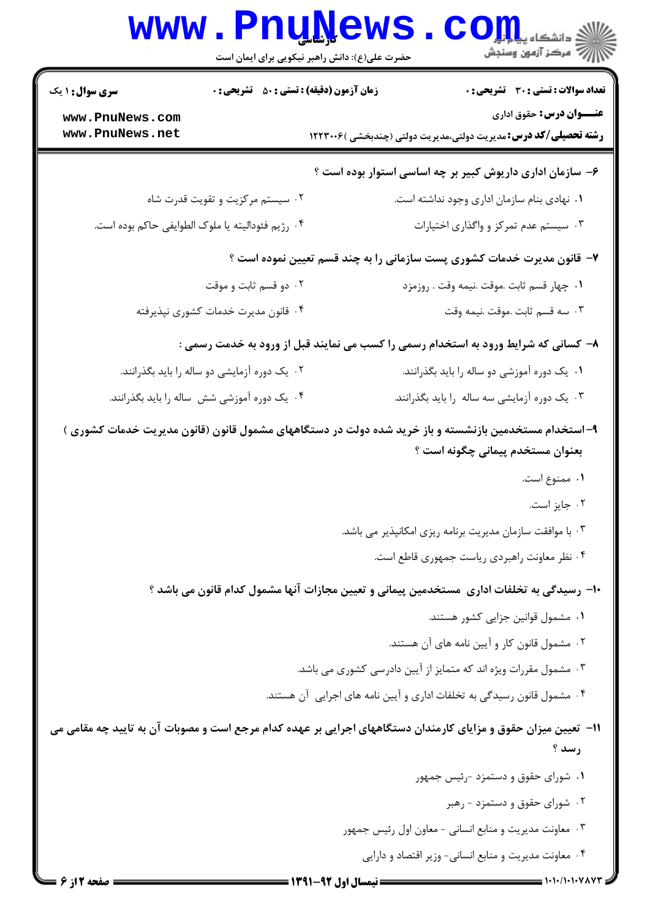**سری سوال:** ۱ یک | **زمان آزمون (دقیقه) : تستی :** ۵۰ **تشریحی :** ۰ | **تعداد سوالات : تستی :** ۳۰ **تشریحی :** ۰

**عنـــوان درس:** حقوق اداری

**رشته تحصیلی/کد درس:** مدیریت دولتی،مدیریت دولتی (چندبخشی )۱۲۲۳۰۰۶

۶- سازمان اداری داریوش کبیر بر چه اساسی استوار بوده است ؟

۱. نهادی بنام سازمان اداری وجود نداشته است.

۲. سیستم مرکزیت و تقویت قدرت شاه

۳. سیستم عدم تمرکز و واگذاری اختیارات

۴. رژیم فئودالیته یا ملوک الطوایفی حاکم بوده است.

۷- قانون مدیریت خدمات کشوری پست سازمانی را به چند قسم تعیین نموده است ؟

۱. چهار قسم ثابت .موقت .نیمه وقت . روزمزد

۲. دو قسم ثابت و موقت

۳. سه قسم ثابت .موقت .نیمه وقت

۴. قانون مدیریت خدمات کشوری نپذیرفته

۸- کسانی که شرایط ورود به استخدام رسمی را کسب می نمایند قبل از ورود به خدمت رسمی :

۱. یک دوره آموزشی دو ساله را باید بگذرانند.

۲. یک دوره آزمایشی دو ساله را باید بگذرانند.

۳. یک دوره آزمایشی سه ساله را باید بگذرانند.

۴. یک دوره آموزشی شش ساله را باید بگذرانند.

۹- استخدام مستخدمین بازنشسته و باز خرید شده دولت در دستگاههای مشمول قانون (قانون مدیریت خدمات کشوری ) بعنوان مستخدم پیمانی چگونه است ؟

۱. ممنوع است.

۲. جایز است.

۳. با موافقت سازمان مدیریت برنامه ریزی امکانپذیر می باشد.

۴. نظر معاونت راهبردی ریاست جمهوری قاطع است.

۱۰- رسیدگی به تخلفات اداری مستخدمین پیمانی و تعیین مجازات آنها مشمول کدام قانون می باشد ؟

۱. مشمول قوانین جزایی کشور هستند.

۲. مشمول قانون کار و آیین نامه های آن هستند.

۳. مشمول مقررات ویژه اند که متمایز از آیین دادرسی کشوری می باشد.

۴. مشمول قانون رسیدگی به تخلفات اداری و آیین نامه های اجرایی آن هستند.

۱۱- تعیین میزان حقوق و مزایای کارمندان دستگاههای اجرایی بر عهده کدام مرجع است و مصوبات آن به تایید چه مقامی می رسد ؟

۱. شورای حقوق و دستمزد -رئیس جمهور

۲. شورای حقوق و دستمزد - رهبر

۳. معاونت مدیریت و منابع انسانی - معاون اول رئیس جمهور

۴. معاونت مدیریت و منابع انسانی- وزیر اقتصاد و دارایی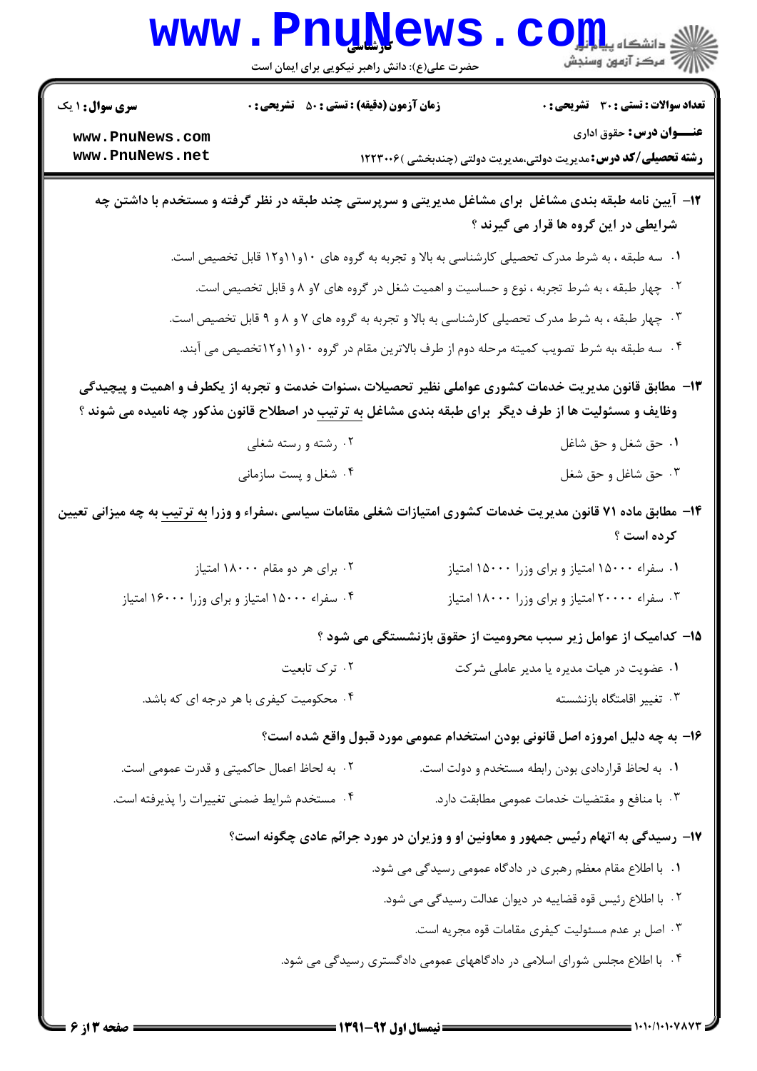**تعداد سوالات : تستی : ۳۰ تشریحی : ۰** | **زمان آزمون (دقیقه) : تستی : ۵۰ تشریحی : ۰** | **سری سوال : ۱ یک**

**عنـــوان درس:** حقوق اداری

**رشته تحصیلی/کد درس:** مدیریت دولتی،مدیریت دولتی (چندبخشی )۱۲۲۳۰۰۶

**۱۲- آیین نامه طبقه بندی مشاغل برای مشاغل مدیریتی و سرپرستی چند طبقه در نظر گرفته و مستخدم با داشتن چه شرایطی در این گروه ها قرار می گیرند ؟**

۱. سه طبقه ، به شرط مدرک تحصیلی کارشناسی به بالا و تجربه به گروه های ۱۰و۱۱و۱۲ قابل تخصیص است.

۲. چهار طبقه ، به شرط تجربه ، نوع و حساسیت و اهمیت شغل در گروه های ۷و ۸ و قابل تخصیص است.

۳. چهار طبقه ، به شرط مدرک تحصیلی کارشناسی به بالا و تجربه به گروه های ۷ و ۸ و ۹ قابل تخصیص است.

۴. سه طبقه ،به شرط تصویب کمیته مرحله دوم از طرف بالاترین مقام در گروه ۱۰و۱۱و۱۲تخصیص می آبند.

**۱۳- مطابق قانون مدیریت خدمات کشوری عواملی نظیر تحصیلات ،سنوات خدمت و تجربه از یکطرف و اهمیت و پیچیدگی وظایف و مسئولیت ها از طرف دیگر برای طبقه بندی مشاغل به ترتیب در اصطلاح قانون مذکور چه نامیده می شوند ؟**

۱. حق شغل و حق شاغل

۲. رشته و رسته شغلی

۳. حق شاغل و حق شغل

۴. شغل و پست سازمانی

**۱۴- مطابق ماده ۷۱ قانون مدیریت خدمات کشوری امتیازات شغلی مقامات سیاسی ،سفراء و وزرا به ترتیب به چه میزانی تعیین کرده است ؟**

۱. سفراء ۱۵۰۰۰ امتیاز و برای وزرا ۱۵۰۰۰ امتیاز

۲. برای هر دو مقام ۱۸۰۰۰ امتیاز

۳. سفراء ۲۰۰۰۰ امتیاز و برای وزرا ۱۸۰۰۰ امتیاز

۴. سفراء ۱۵۰۰۰ امتیاز و برای وزرا ۱۶۰۰۰ امتیاز

**۱۵- کدامیک از عوامل زیر سبب محرومیت از حقوق بازنشستگی می شود ؟**

۱. عضویت در هیات مدیره یا مدیر عاملی شرکت

۲. ترک تابعیت

۳. تغییر اقامتگاه بازنشسته

۴. محکومیت کیفری با هر درجه ای که باشد.

**۱۶- به چه دلیل امروزه اصل قانونی بودن استخدام عمومی مورد قبول واقع شده است؟**

۱. به لحاظ قراردادی بودن رابطه مستخدم و دولت است.

۲. به لحاظ اعمال حاکمیتی و قدرت عمومی است.

۳. با منافع و مقتضیات خدمات عمومی مطابقت دارد.

۴. مستخدم شرایط ضمنی تغییرات را پذیرفته است.

**۱۷- رسیدگی به اتهام رئیس جمهور و معاونین او و وزیران در مورد جرائم عادی چگونه است؟**

۱. با اطلاع مقام معظم رهبری در دادگاه عمومی رسیدگی می شود.

۲. با اطلاع رئیس قوه قضاییه در دیوان عدالت رسیدگی می شود.

۳. اصل بر عدم مسئولیت کیفری مقامات قوه مجریه است.

۴. با اطلاع مجلس شورای اسلامی در دادگاههای عمومی دادگستری رسیدگی می شود.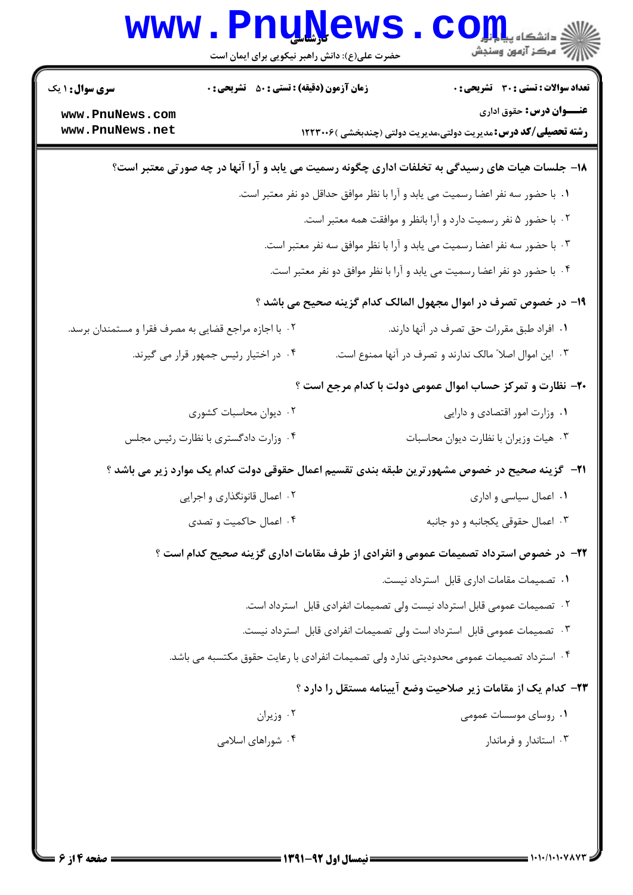**سری سوال:** ۱ یک

**زمان آزمون (دقیقه) : تستی : ۵۰ تشریحی : ۰**

**تعداد سوالات : تستی : ۳۰ تشریحی : ۰**

**عنـــوان درس:** حقوق اداری

**رشته تحصیلی/کد درس:** مدیریت دولتی،مدیریت دولتی (چندبخشی )۱۲۲۳۰۰۶

**۱۸- جلسات هیات های رسیدگی به تخلفات اداری چگونه رسمیت می یابد و آرا آنها در چه صورتی معتبر است؟**

۱. با حضور سه نفر اعضا رسمیت می یابد و آرا با نظر موافق حداقل دو نفر معتبر است.

۲. با حضور ۵ نفر رسمیت دارد و آرا بانظر و موافقت همه معتبر است.

۳. با حضور سه نفر اعضا رسمیت می یابد و آرا با نظر موافق سه نفر معتبر است.

۴. با حضور دو نفر اعضا رسمیت می یابد و آرا با نظر موافق دو نفر معتبر است.

**۱۹- در خصوص تصرف در اموال مجهول المالک کدام گزینه صحیح می باشد ؟**

۱. افراد طبق مقررات حق تصرف در آنها دارند.

۲. با اجازه مراجع قضایی به مصرف فقرا و مستمندان برسد.

۳. این اموال اصلا" مالک ندارند و تصرف در آنها ممنوع است.

۴. در اختیار رئیس جمهور قرار می گیرند.

**۲۰- نظارت و تمرکز حساب اموال عمومی دولت با کدام مرجع است ؟**

۱. وزارت امور اقتصادی و دارایی

۲. دیوان محاسبات کشوری

۳. هیات وزیران با نظارت دیوان محاسبات

۴. وزارت دادگستری با نظارت رئیس مجلس

**۲۱- گزینه صحیح در خصوص مشهورترین طبقه بندی تقسیم اعمال حقوقی دولت کدام یک موارد زیر می باشد ؟**

۱. اعمال سیاسی و اداری

۲. اعمال قانونگذاری و اجرایی

۳. اعمال حقوقی یکجانبه و دو جانبه

۴. اعمال حاکمیت و تصدی

**۲۲- در خصوص استرداد تصمیمات عمومی و انفرادی از طرف مقامات اداری گزینه صحیح کدام است ؟**

۱. تصمیمات مقامات اداری قابل استرداد نیست.

۲. تصمیمات عمومی قابل استرداد نیست ولی تصمیمات انفرادی قابل استرداد است.

۳. تصمیمات عمومی قابل استرداد است ولی تصمیمات انفرادی قابل استرداد نیست.

۴. استرداد تصمیمات عمومی محدودیتی ندارد ولی تصمیمات انفرادی با رعایت حقوق مکتسبه می باشد.

**۲۳- کدام یک از مقامات زیر صلاحیت وضع آیینامه مستقل را دارد ؟**

۱. روسای موسسات عمومی

۲. وزیران

۳. استاندار و فرماندار

۴. شوراهای اسلامی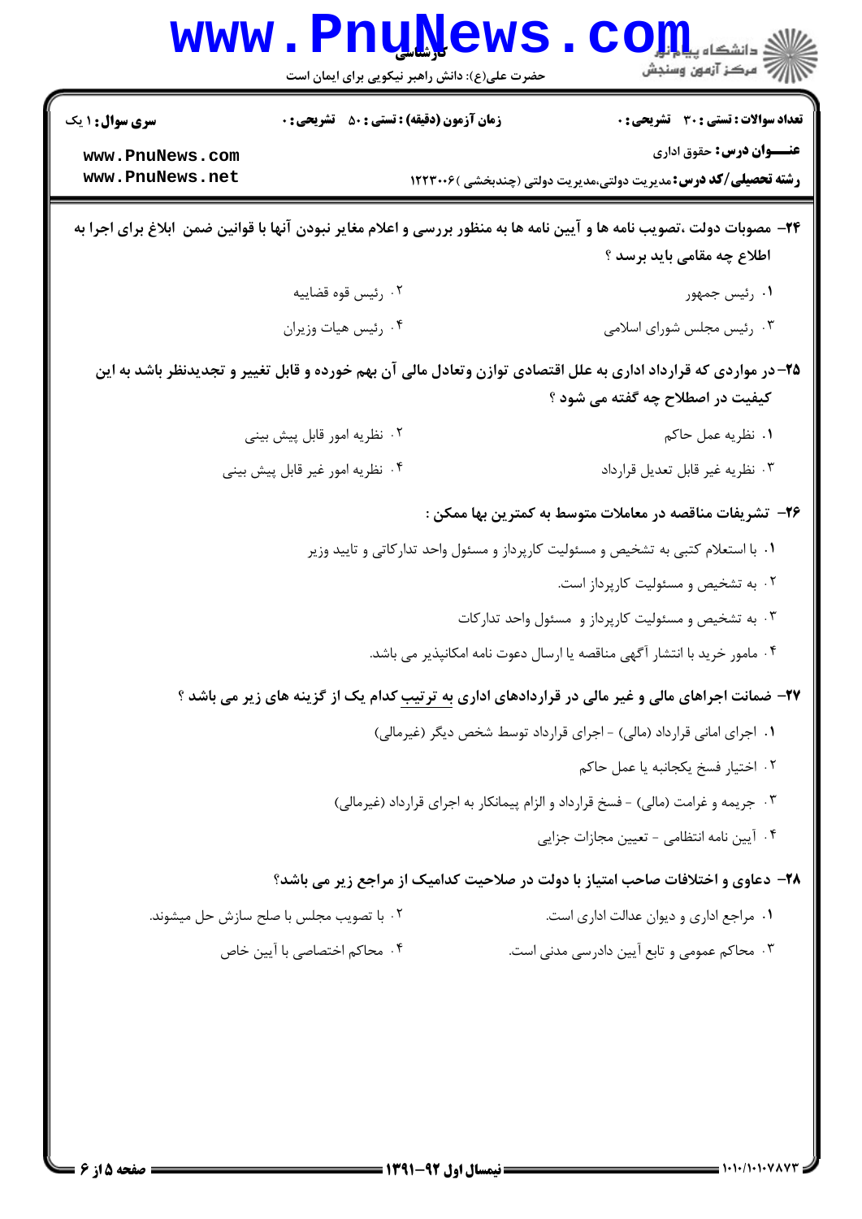سری سوال: ۱ یک | زمان آزمون (دقیقه) : تستی : ۵۰ تشریحی : ۰ | تعداد سوالات : تستی : ۳۰ تشریحی : ۰

**عنـــوان درس:** حقوق اداری

**رشته تحصیلی/کد درس:** مدیریت دولتی،مدیریت دولتی (چندبخشی )۱۲۲۳۰۰۶

**۲۴-** مصوبات دولت ،تصویب نامه ها و آیین نامه ها به منظور بررسی و اعلام مغایر نبودن آنها با قوانین ضمن ابلاغ برای اجرا به اطلاع چه مقامی باید برسد ؟

۱. رئیس جمهور
۲. رئیس قوه قضاییه
۳. رئیس مجلس شورای اسلامی
۴. رئیس هیات وزیران

**۲۵-** در مواردی که قرارداد اداری به علل اقتصادی توازن وتعادل مالی آن بهم خورده و قابل تغییر و تجدیدنظر باشد به این کیفیت در اصطلاح چه گفته می شود ؟

۱. نظریه عمل حاکم
۲. نظریه امور قابل پیش بینی
۳. نظریه غیر قابل تعدیل قرارداد
۴. نظریه امور غیر قابل پیش بینی

**۲۶-** تشریفات مناقصه در معاملات متوسط به کمترین بها ممکن :

۱. با استعلام کتبی به تشخیص و مسئولیت کارپرداز و مسئول واحد تدارکاتی و تایید وزیر
۲. به تشخیص و مسئولیت کارپرداز است.
۳. به تشخیص و مسئولیت کارپرداز و مسئول واحد تدارکات
۴. مامور خرید با انتشار آگهی مناقصه یا ارسال دعوت نامه امکانپذیر می باشد.

**۲۷-** ضمانت اجراهای مالی و غیر مالی در قراردادهای اداری به ترتیب کدام یک از گزینه های زیر می باشد ؟

۱. اجرای امانی قرارداد (مالی) - اجرای قرارداد توسط شخص دیگر (غیرمالی)
۲. اختیار فسخ یکجانبه یا عمل حاکم
۳. جریمه و غرامت (مالی) - فسخ قرارداد و الزام پیمانکار به اجرای قرارداد (غیرمالی)
۴. آیین نامه انتظامی - تعیین مجازات جزایی

**۲۸-** دعاوی و اختلافات صاحب امتیاز با دولت در صلاحیت کدامیک از مراجع زیر می باشد؟

۱. مراجع اداری و دیوان عدالت اداری است.
۲. با تصویب مجلس با صلح سازش حل میشوند.
۳. محاکم عمومی و تابع آیین دادرسی مدنی است.
۴. محاکم اختصاصی با آیین خاص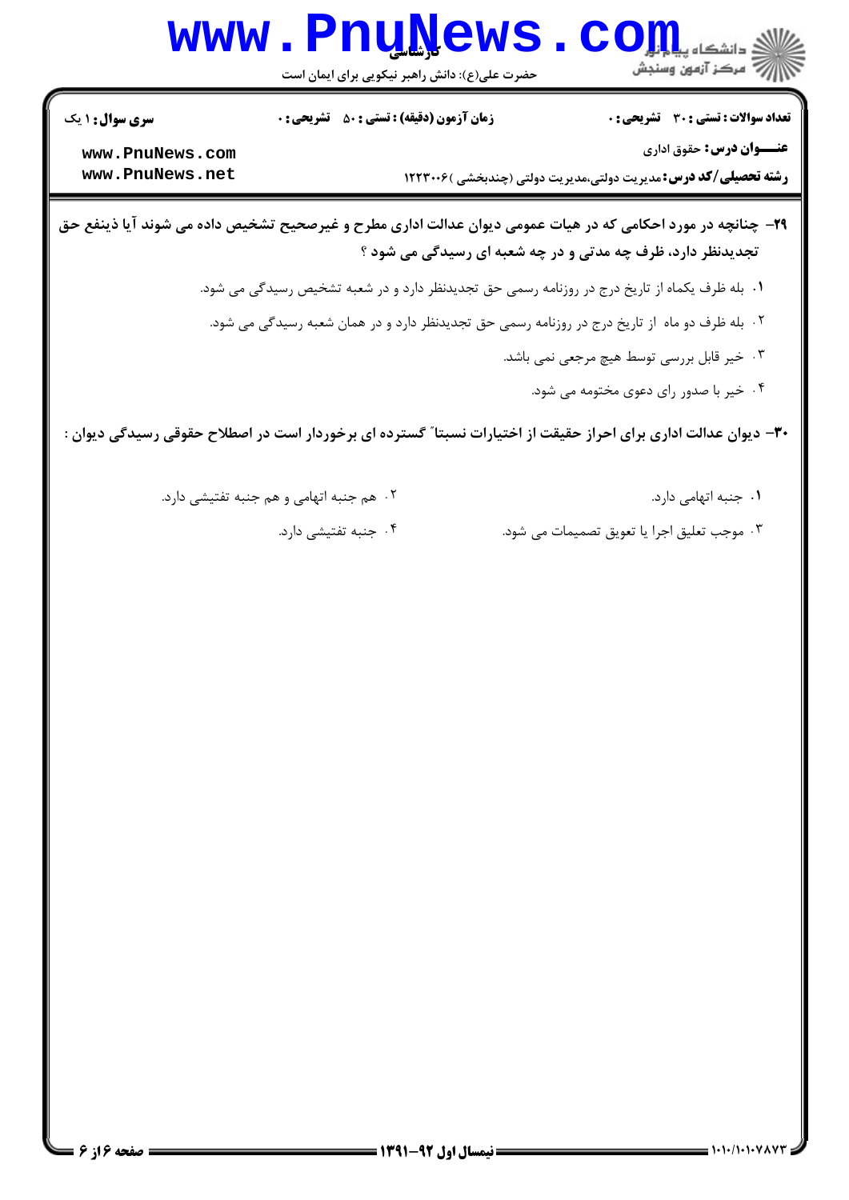**۲۹- چنانچه در مورد احکامی که در هیات عمومی دیوان عدالت اداری مطرح و غیرصحیح تشخیص داده می شوند آیا ذینفع حق تجدیدنظر دارد، ظرف چه مدتی و در چه شعبه ای رسیدگی می شود ؟**

۱. بله ظرف یکماه از تاریخ درج در روزنامه رسمی حق تجدیدنظر دارد و در شعبه تشخیص رسیدگی می شود.

۲. بله ظرف دو ماه از تاریخ درج در روزنامه رسمی حق تجدیدنظر دارد و در همان شعبه رسیدگی می شود.

۳. خیر قابل بررسی توسط هیچ مرجعی نمی باشد.

۴. خیر با صدور رای دعوی مختومه می شود.

**۳۰- دیوان عدالت اداری برای احراز حقیقت از اختیارات نسبتاً گسترده ای برخوردار است در اصطلاح حقوقی رسیدگی دیوان :**

۱. جنبه اتهامی دارد.

۲. هم جنبه اتهامی و هم جنبه تفتیشی دارد.

۳. موجب تعلیق اجرا یا تعویق تصمیمات می شود.

۴. جنبه تفتیشی دارد.